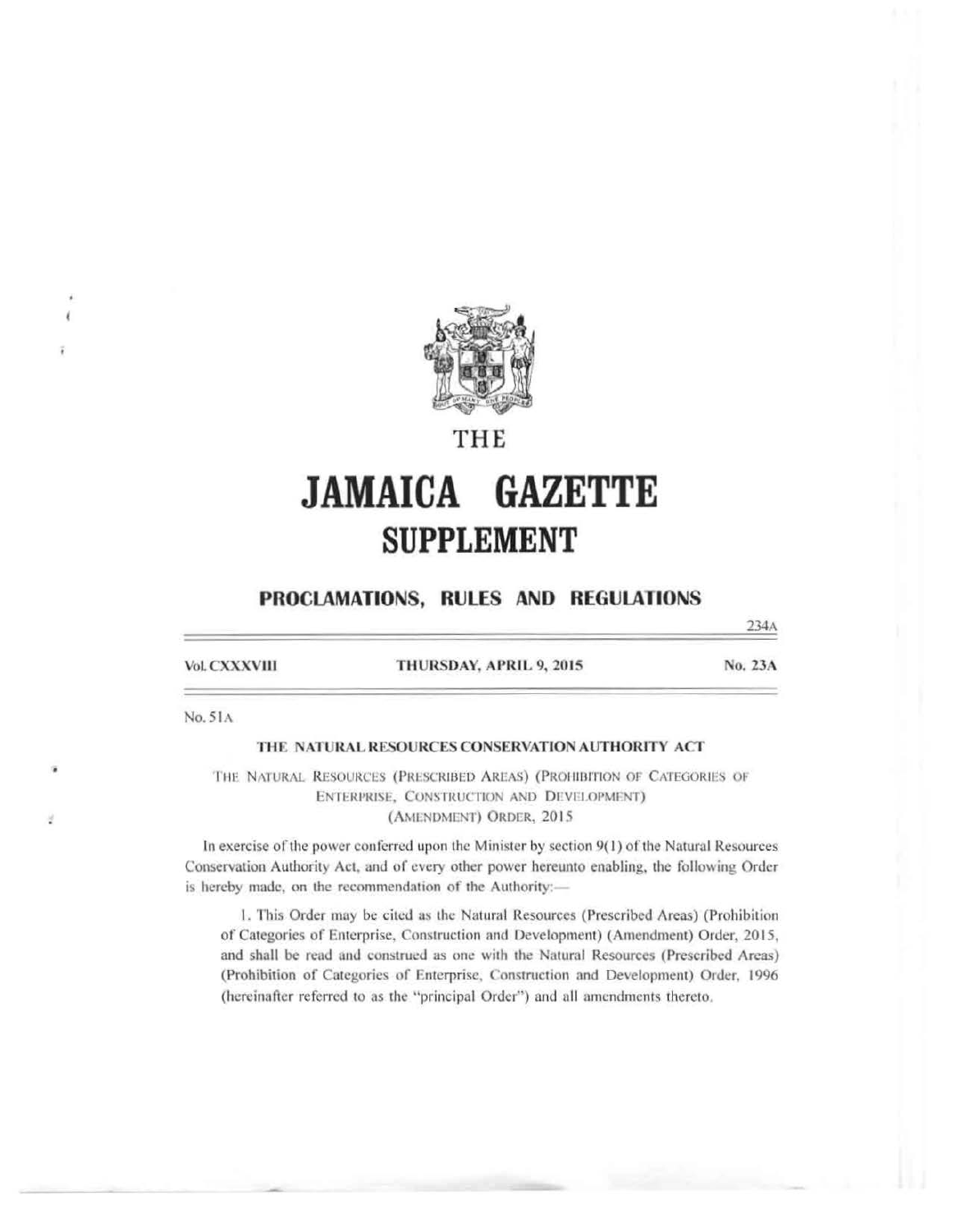# THE

# JAMAICA GAZETTE

## SUPPLEMENT

### PROCLAMATIONS, RULES AND REGULATIONS

234A

Vol. CXXXVIII — THURSDAY, APRIL 9, 2015 — No. 23A

No. 51A

**THE NATURAL RESOURCES CONSERVATION AUTHORITY ACT**

THE NATURAL RESOURCES (PRESCRIBED AREAS) (PROHIBITION OF CATEGORIES OF ENTERPRISE, CONSTRUCTION AND DEVELOPMENT) (AMENDMENT) ORDER, 2015

In exercise of the power conferred upon the Minister by section 9(1) of the Natural Resources Conservation Authority Act, and of every other power hereunto enabling, the following Order is hereby made, on the recommendation of the Authority:—

1. This Order may be cited as the Natural Resources (Prescribed Areas) (Prohibition of Categories of Enterprise, Construction and Development) (Amendment) Order, 2015, and shall be read and construed as one with the Natural Resources (Prescribed Areas) (Prohibition of Categories of Enterprise, Construction and Development) Order, 1996 (hereinafter referred to as the "principal Order") and all amendments thereto.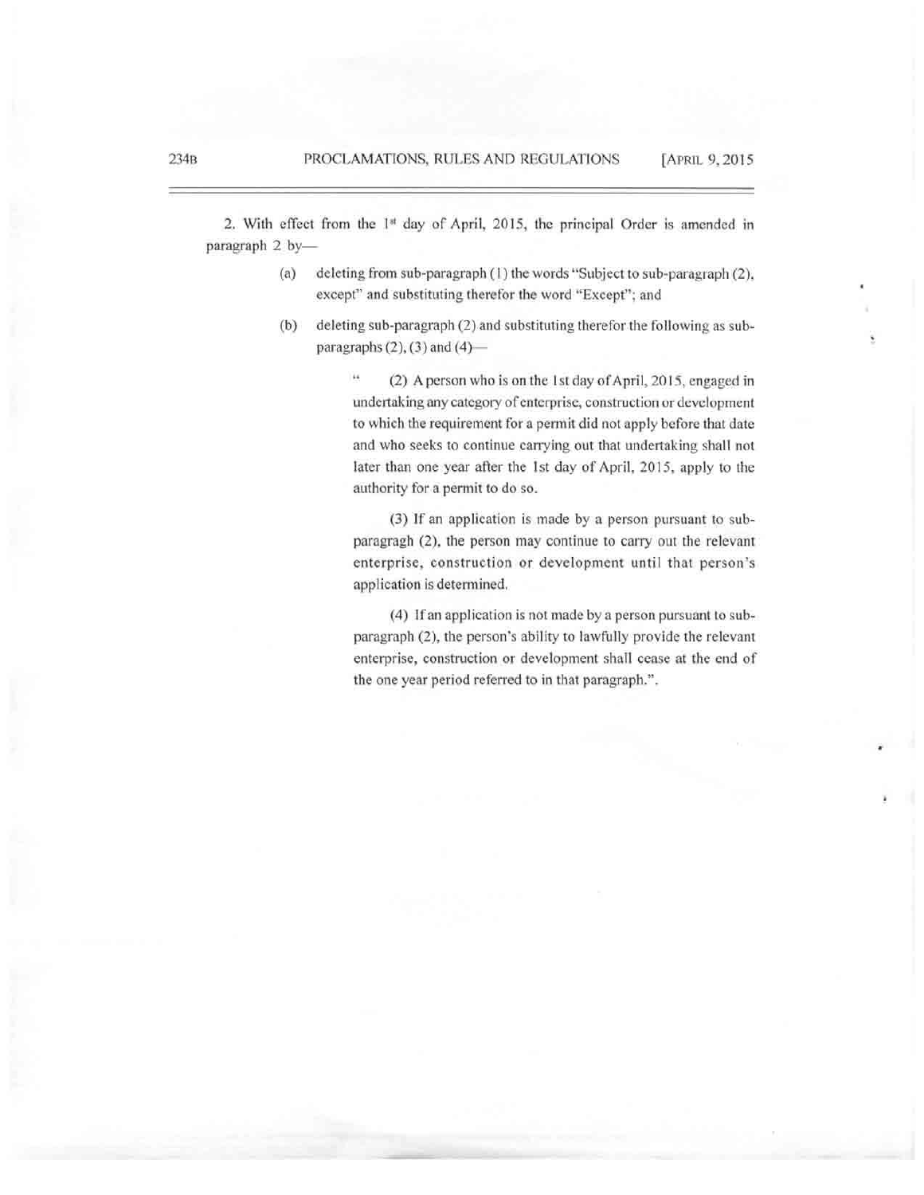2. With effect from the 1st day of April, 2015, the principal Order is amended in paragraph 2 by—

(a) deleting from sub-paragraph (1) the words "Subject to sub-paragraph (2), except" and substituting therefor the word "Except"; and

(b) deleting sub-paragraph (2) and substituting therefor the following as sub-paragraphs (2), (3) and (4)—

> " (2) A person who is on the 1st day of April, 2015, engaged in undertaking any category of enterprise, construction or development to which the requirement for a permit did not apply before that date and who seeks to continue carrying out that undertaking shall not later than one year after the 1st day of April, 2015, apply to the authority for a permit to do so.
>
> (3) If an application is made by a person pursuant to sub-paragragh (2), the person may continue to carry out the relevant enterprise, construction or development until that person's application is determined.
>
> (4) If an application is not made by a person pursuant to sub-paragraph (2), the person's ability to lawfully provide the relevant enterprise, construction or development shall cease at the end of the one year period referred to in that paragraph.".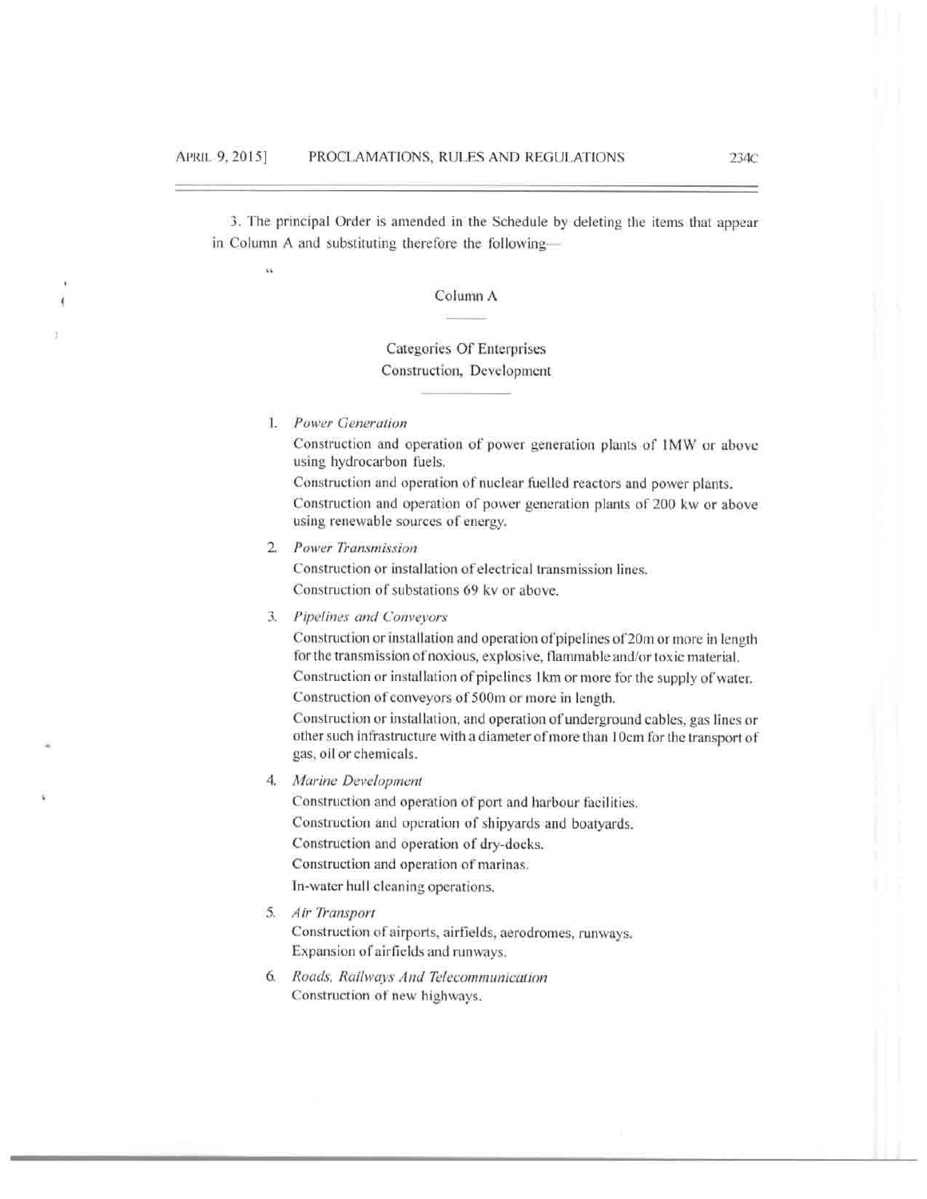3. The principal Order is amended in the Schedule by deleting the items that appear in Column A and substituting therefore the following—

"

Column A

Categories Of Enterprises
Construction, Development

1. *Power Generation*

   Construction and operation of power generation plants of 1MW or above using hydrocarbon fuels.

   Construction and operation of nuclear fuelled reactors and power plants.

   Construction and operation of power generation plants of 200 kw or above using renewable sources of energy.

2. *Power Transmission*

   Construction or installation of electrical transmission lines.

   Construction of substations 69 kv or above.

3. *Pipelines and Conveyors*

   Construction or installation and operation of pipelines of 20m or more in length for the transmission of noxious, explosive, flammable and/or toxic material.

   Construction or installation of pipelines 1km or more for the supply of water.

   Construction of conveyors of 500m or more in length.

   Construction or installation, and operation of underground cables, gas lines or other such infrastructure with a diameter of more than 10cm for the transport of gas, oil or chemicals.

4. *Marine Development*

   Construction and operation of port and harbour facilities.

   Construction and operation of shipyards and boatyards.

   Construction and operation of dry-docks.

   Construction and operation of marinas.

   In-water hull cleaning operations.

5. *Air Transport*

   Construction of airports, airfields, aerodromes, runways.

   Expansion of airfields and runways.

6. *Roads, Railways And Telecommunication*

   Construction of new highways.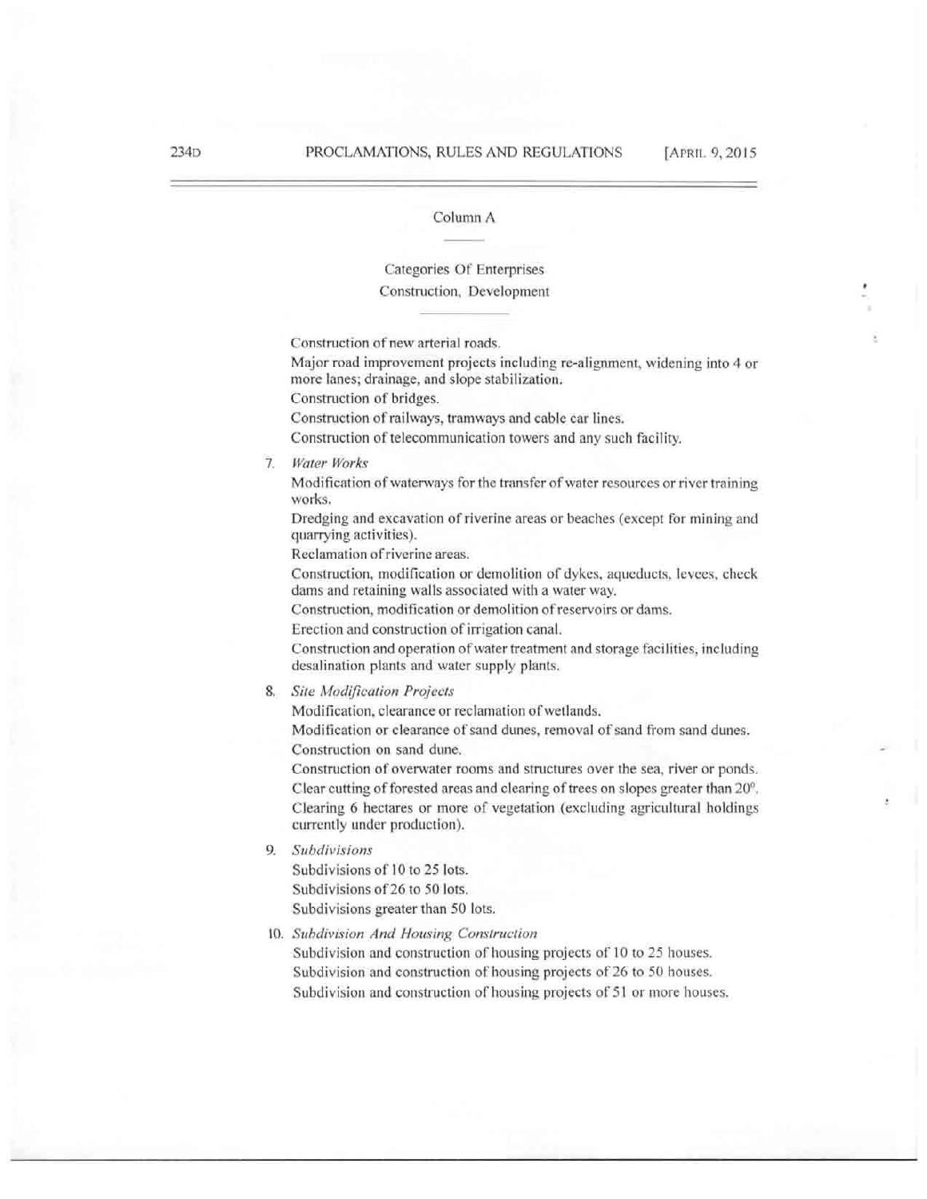Column A

Categories Of Enterprises
Construction, Development

Construction of new arterial roads.

Major road improvement projects including re-alignment, widening into 4 or more lanes; drainage, and slope stabilization.

Construction of bridges.

Construction of railways, tramways and cable car lines.

Construction of telecommunication towers and any such facility.

7. *Water Works*

   Modification of waterways for the transfer of water resources or river training works.

   Dredging and excavation of riverine areas or beaches (except for mining and quarrying activities).

   Reclamation of riverine areas.

   Construction, modification or demolition of dykes, aqueducts, levees, check dams and retaining walls associated with a water way.

   Construction, modification or demolition of reservoirs or dams.

   Erection and construction of irrigation canal.

   Construction and operation of water treatment and storage facilities, including desalination plants and water supply plants.

8. *Site Modification Projects*

   Modification, clearance or reclamation of wetlands.

   Modification or clearance of sand dunes, removal of sand from sand dunes.

   Construction on sand dune.

   Construction of overwater rooms and structures over the sea, river or ponds.

   Clear cutting of forested areas and clearing of trees on slopes greater than $20^0$.

   Clearing 6 hectares or more of vegetation (excluding agricultural holdings currently under production).

9. *Subdivisions*

   Subdivisions of 10 to 25 lots.

   Subdivisions of 26 to 50 lots.

   Subdivisions greater than 50 lots.

10. *Subdivision And Housing Construction*

    Subdivision and construction of housing projects of 10 to 25 houses.

    Subdivision and construction of housing projects of 26 to 50 houses.

    Subdivision and construction of housing projects of 51 or more houses.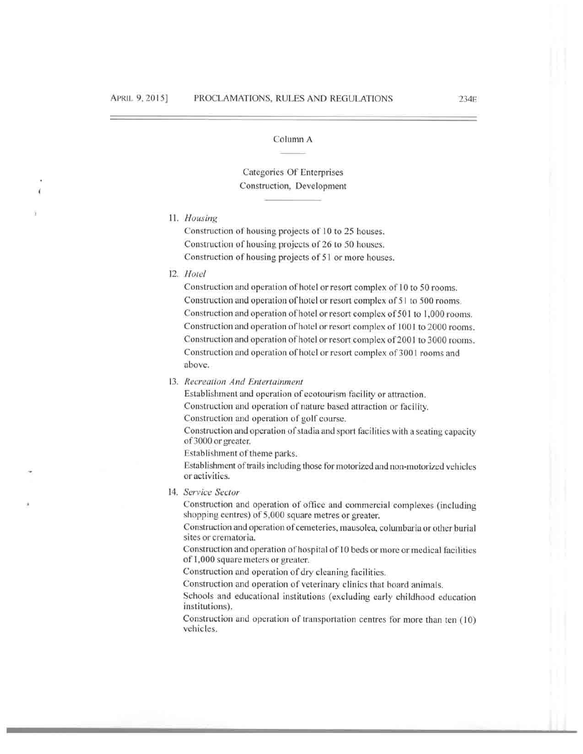Column A

Categories Of Enterprises
Construction, Development

11. *Housing*

    Construction of housing projects of 10 to 25 houses.
    Construction of housing projects of 26 to 50 houses.
    Construction of housing projects of 51 or more houses.

12. *Hotel*

    Construction and operation of hotel or resort complex of 10 to 50 rooms.
    Construction and operation of hotel or resort complex of 51 to 500 rooms.
    Construction and operation of hotel or resort complex of 501 to 1,000 rooms.
    Construction and operation of hotel or resort complex of 1001 to 2000 rooms.
    Construction and operation of hotel or resort complex of 2001 to 3000 rooms.
    Construction and operation of hotel or resort complex of 3001 rooms and above.

13. *Recreation And Entertainment*

    Establishment and operation of ecotourism facility or attraction.
    Construction and operation of nature based attraction or facility.
    Construction and operation of golf course.
    Construction and operation of stadia and sport facilities with a seating capacity of 3000 or greater.
    Establishment of theme parks.
    Establishment of trails including those for motorized and non-motorized vehicles or activities.

14. *Service Sector*

    Construction and operation of office and commercial complexes (including shopping centres) of 5,000 square metres or greater.
    Construction and operation of cemeteries, mausolea, columbaria or other burial sites or crematoria.
    Construction and operation of hospital of 10 beds or more or medical facilities of 1,000 square meters or greater.
    Construction and operation of dry cleaning facilities.
    Construction and operation of veterinary clinics that board animals.
    Schools and educational institutions (excluding early childhood education institutions).
    Construction and operation of transportation centres for more than ten (10) vehicles.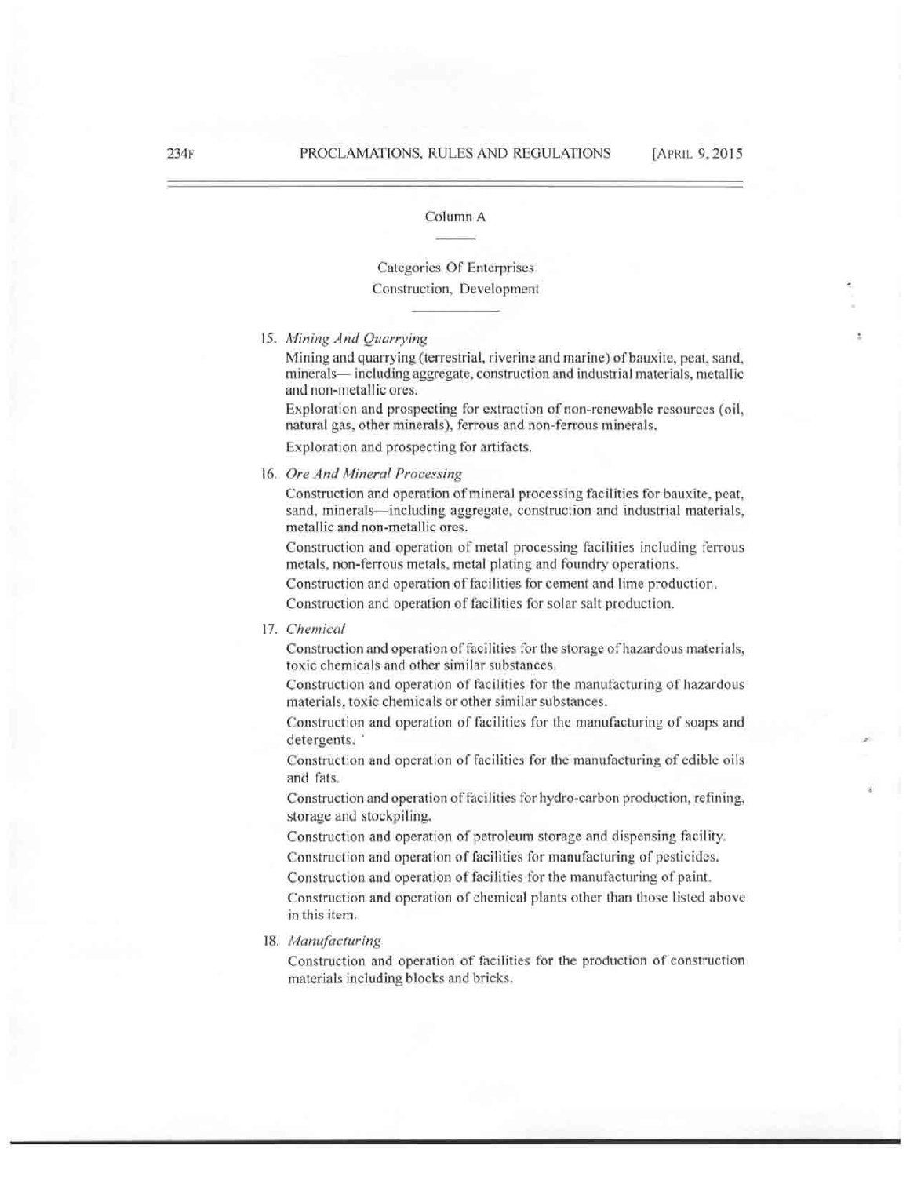Column A

Categories Of Enterprises
Construction, Development

15. *Mining And Quarrying*

    Mining and quarrying (terrestrial, riverine and marine) of bauxite, peat, sand, minerals— including aggregate, construction and industrial materials, metallic and non-metallic ores.

    Exploration and prospecting for extraction of non-renewable resources (oil, natural gas, other minerals), ferrous and non-ferrous minerals.

    Exploration and prospecting for artifacts.

16. *Ore And Mineral Processing*

    Construction and operation of mineral processing facilities for bauxite, peat, sand, minerals—including aggregate, construction and industrial materials, metallic and non-metallic ores.

    Construction and operation of metal processing facilities including ferrous metals, non-ferrous metals, metal plating and foundry operations.

    Construction and operation of facilities for cement and lime production.

    Construction and operation of facilities for solar salt production.

17. *Chemical*

    Construction and operation of facilities for the storage of hazardous materials, toxic chemicals and other similar substances.

    Construction and operation of facilities for the manufacturing of hazardous materials, toxic chemicals or other similar substances.

    Construction and operation of facilities for the manufacturing of soaps and detergents.

    Construction and operation of facilities for the manufacturing of edible oils and fats.

    Construction and operation of facilities for hydro-carbon production, refining, storage and stockpiling.

    Construction and operation of petroleum storage and dispensing facility.

    Construction and operation of facilities for manufacturing of pesticides.

    Construction and operation of facilities for the manufacturing of paint.

    Construction and operation of chemical plants other than those listed above in this item.

18. *Manufacturing*

    Construction and operation of facilities for the production of construction materials including blocks and bricks.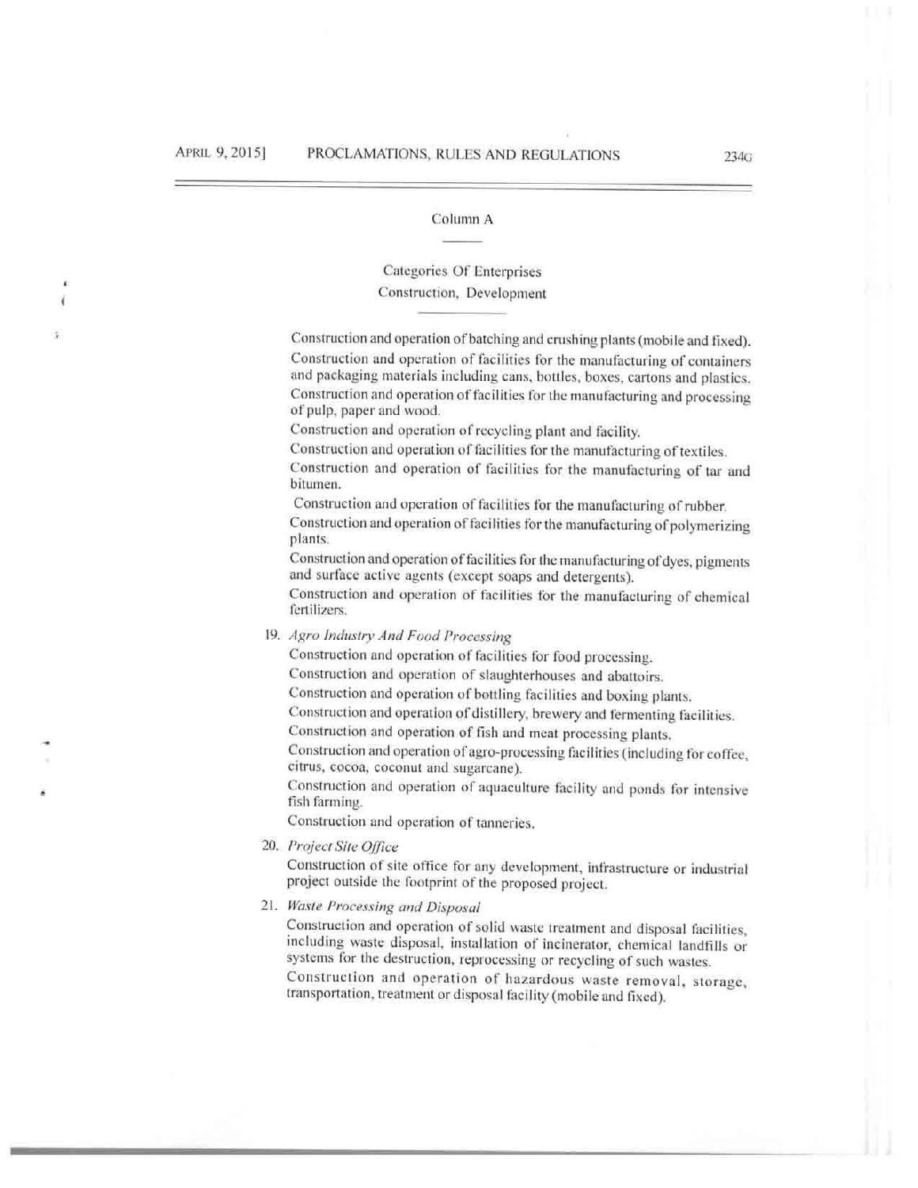Column A

Categories Of Enterprises
Construction, Development

Construction and operation of batching and crushing plants (mobile and fixed).

Construction and operation of facilities for the manufacturing of containers and packaging materials including cans, bottles, boxes, cartons and plastics.

Construction and operation of facilities for the manufacturing and processing of pulp, paper and wood.

Construction and operation of recycling plant and facility.

Construction and operation of facilities for the manufacturing of textiles.

Construction and operation of facilities for the manufacturing of tar and bitumen.

Construction and operation of facilities for the manufacturing of rubber.

Construction and operation of facilities for the manufacturing of polymerizing plants.

Construction and operation of facilities for the manufacturing of dyes, pigments and surface active agents (except soaps and detergents).

Construction and operation of facilities for the manufacturing of chemical fertilizers.

19. *Agro Industry And Food Processing*

Construction and operation of facilities for food processing.

Construction and operation of slaughterhouses and abattoirs.

Construction and operation of bottling facilities and boxing plants.

Construction and operation of distillery, brewery and fermenting facilities.

Construction and operation of fish and meat processing plants.

Construction and operation of agro-processing facilities (including for coffee, citrus, cocoa, coconut and sugarcane).

Construction and operation of aquaculture facility and ponds for intensive fish farming.

Construction and operation of tanneries.

20. *Project Site Office*

Construction of site office for any development, infrastructure or industrial project outside the footprint of the proposed project.

21. *Waste Processing and Disposal*

Construction and operation of solid waste treatment and disposal facilities, including waste disposal, installation of incinerator, chemical landfills or systems for the destruction, reprocessing or recycling of such wastes.

Construction and operation of hazardous waste removal, storage, transportation, treatment or disposal facility (mobile and fixed).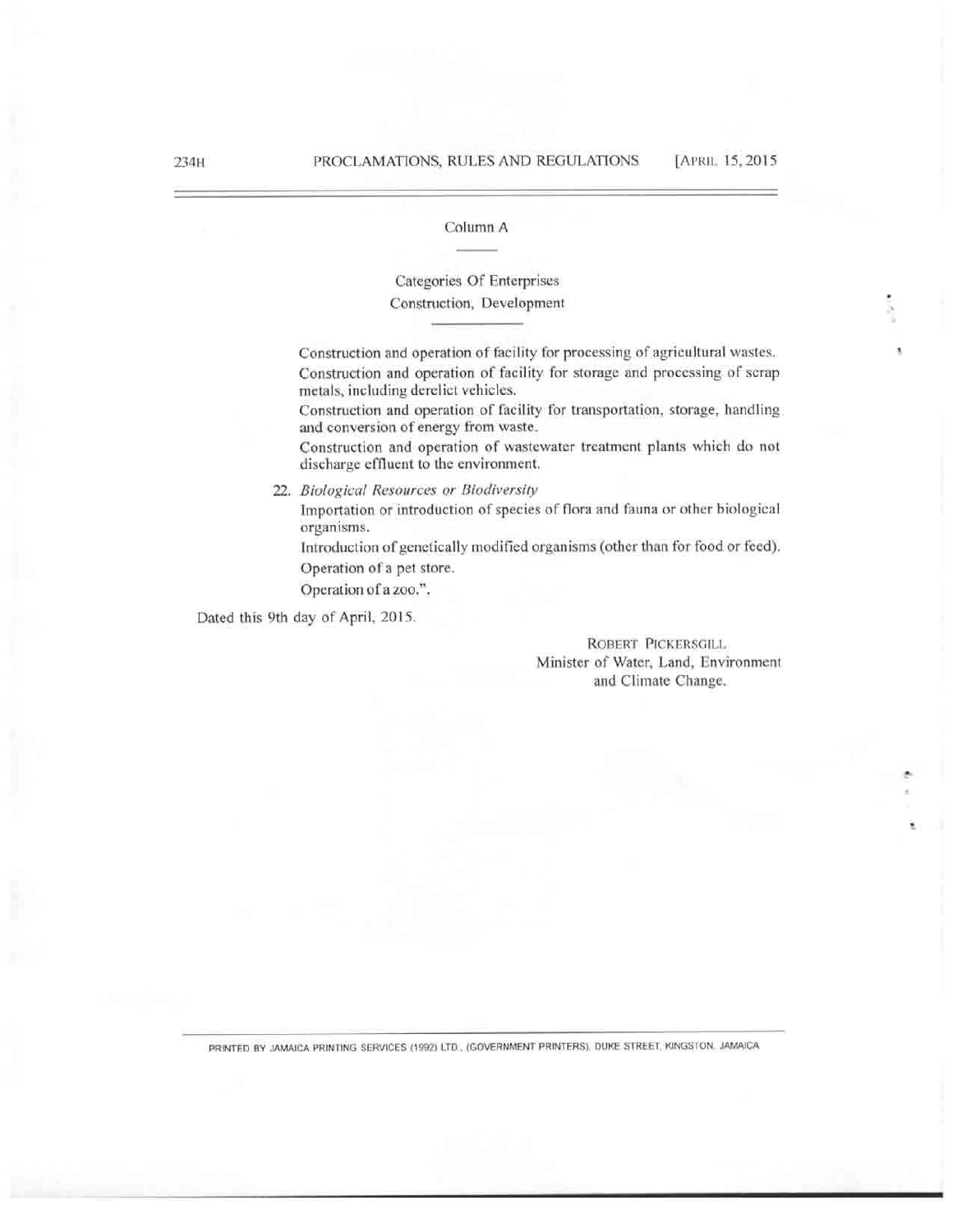Column A

Categories Of Enterprises
Construction, Development

Construction and operation of facility for processing of agricultural wastes.

Construction and operation of facility for storage and processing of scrap metals, including derelict vehicles.

Construction and operation of facility for transportation, storage, handling and conversion of energy from waste.

Construction and operation of wastewater treatment plants which do not discharge effluent to the environment.

22. *Biological Resources or Biodiversity*

Importation or introduction of species of flora and fauna or other biological organisms.

Introduction of genetically modified organisms (other than for food or feed).

Operation of a pet store.

Operation of a zoo.".

Dated this 9th day of April, 2015.

ROBERT PICKERSGILL
Minister of Water, Land, Environment
and Climate Change.